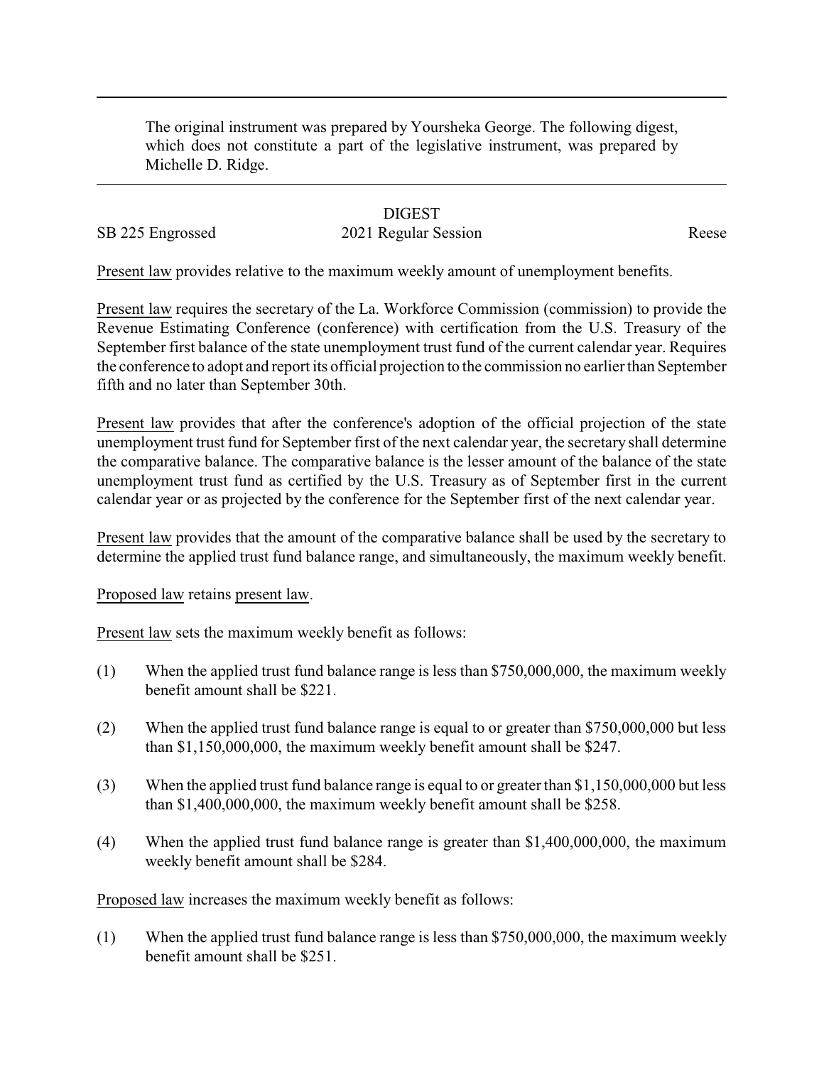The original instrument was prepared by Yoursheka George. The following digest, which does not constitute a part of the legislative instrument, was prepared by Michelle D. Ridge.

DIGEST

SB 225 Engrossed 2021 Regular Session Reese

Present law provides relative to the maximum weekly amount of unemployment benefits.

Present law requires the secretary of the La. Workforce Commission (commission) to provide the Revenue Estimating Conference (conference) with certification from the U.S. Treasury of the September first balance of the state unemployment trust fund of the current calendar year. Requires the conference to adopt and report its official projection to the commission no earlier than September fifth and no later than September 30th.

Present law provides that after the conference's adoption of the official projection of the state unemployment trust fund for September first of the next calendar year, the secretary shall determine the comparative balance. The comparative balance is the lesser amount of the balance of the state unemployment trust fund as certified by the U.S. Treasury as of September first in the current calendar year or as projected by the conference for the September first of the next calendar year.

Present law provides that the amount of the comparative balance shall be used by the secretary to determine the applied trust fund balance range, and simultaneously, the maximum weekly benefit.

Proposed law retains present law.

Present law sets the maximum weekly benefit as follows:

(1) When the applied trust fund balance range is less than $750,000,000, the maximum weekly benefit amount shall be $221.

(2) When the applied trust fund balance range is equal to or greater than $750,000,000 but less than $1,150,000,000, the maximum weekly benefit amount shall be $247.

(3) When the applied trust fund balance range is equal to or greater than $1,150,000,000 but less than $1,400,000,000, the maximum weekly benefit amount shall be $258.

(4) When the applied trust fund balance range is greater than $1,400,000,000, the maximum weekly benefit amount shall be $284.

Proposed law increases the maximum weekly benefit as follows:

(1) When the applied trust fund balance range is less than $750,000,000, the maximum weekly benefit amount shall be $251.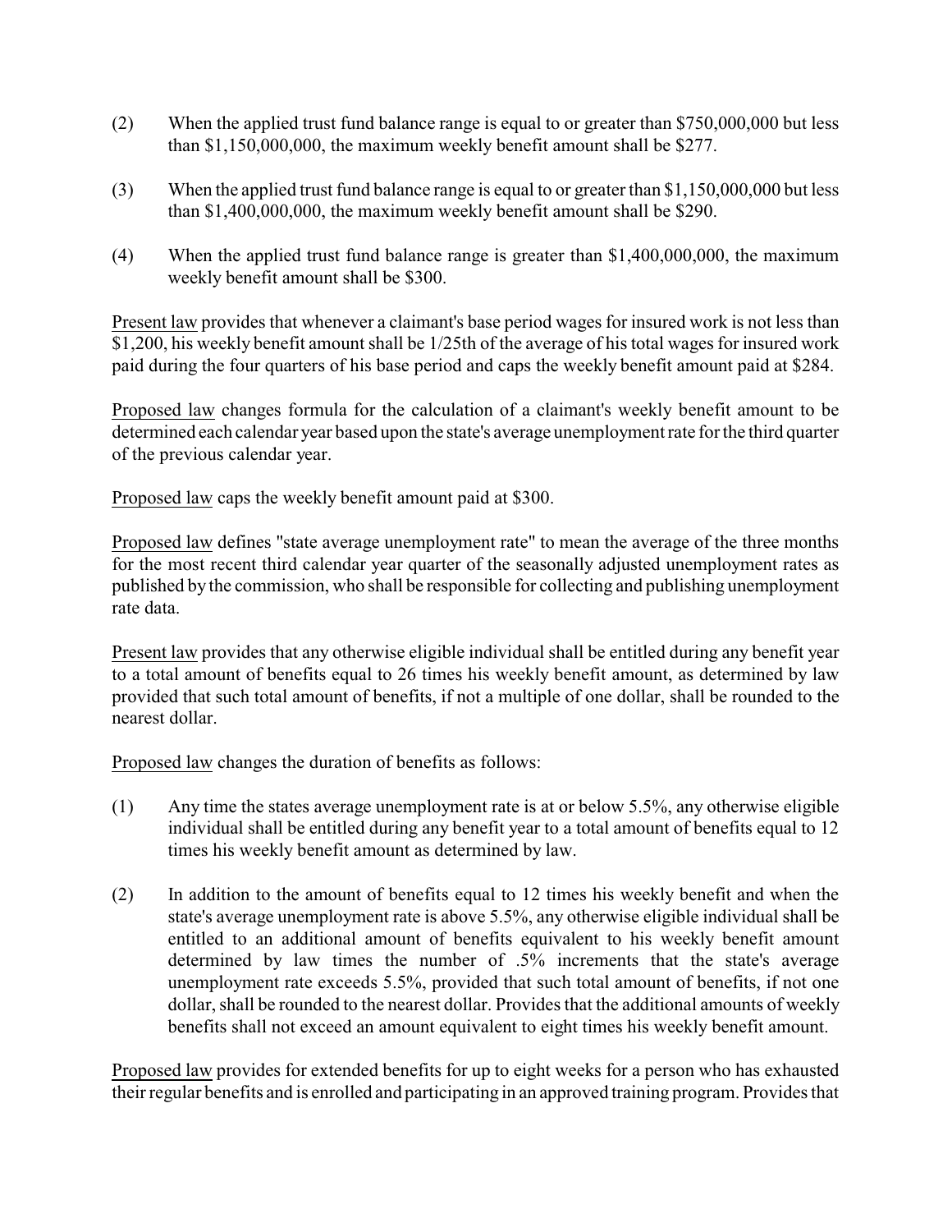(2) When the applied trust fund balance range is equal to or greater than $750,000,000 but less than $1,150,000,000, the maximum weekly benefit amount shall be $277.

(3) When the applied trust fund balance range is equal to or greater than $1,150,000,000 but less than $1,400,000,000, the maximum weekly benefit amount shall be $290.

(4) When the applied trust fund balance range is greater than $1,400,000,000, the maximum weekly benefit amount shall be $300.

Present law provides that whenever a claimant's base period wages for insured work is not less than $1,200, his weekly benefit amount shall be 1/25th of the average of his total wages for insured work paid during the four quarters of his base period and caps the weekly benefit amount paid at $284.

Proposed law changes formula for the calculation of a claimant's weekly benefit amount to be determined each calendar year based upon the state's average unemployment rate for the third quarter of the previous calendar year.

Proposed law caps the weekly benefit amount paid at $300.

Proposed law defines "state average unemployment rate" to mean the average of the three months for the most recent third calendar year quarter of the seasonally adjusted unemployment rates as published by the commission, who shall be responsible for collecting and publishing unemployment rate data.

Present law provides that any otherwise eligible individual shall be entitled during any benefit year to a total amount of benefits equal to 26 times his weekly benefit amount, as determined by law provided that such total amount of benefits, if not a multiple of one dollar, shall be rounded to the nearest dollar.

Proposed law changes the duration of benefits as follows:

(1) Any time the states average unemployment rate is at or below 5.5%, any otherwise eligible individual shall be entitled during any benefit year to a total amount of benefits equal to 12 times his weekly benefit amount as determined by law.

(2) In addition to the amount of benefits equal to 12 times his weekly benefit and when the state's average unemployment rate is above 5.5%, any otherwise eligible individual shall be entitled to an additional amount of benefits equivalent to his weekly benefit amount determined by law times the number of .5% increments that the state's average unemployment rate exceeds 5.5%, provided that such total amount of benefits, if not one dollar, shall be rounded to the nearest dollar. Provides that the additional amounts of weekly benefits shall not exceed an amount equivalent to eight times his weekly benefit amount.

Proposed law provides for extended benefits for up to eight weeks for a person who has exhausted their regular benefits and is enrolled and participating in an approved training program. Provides that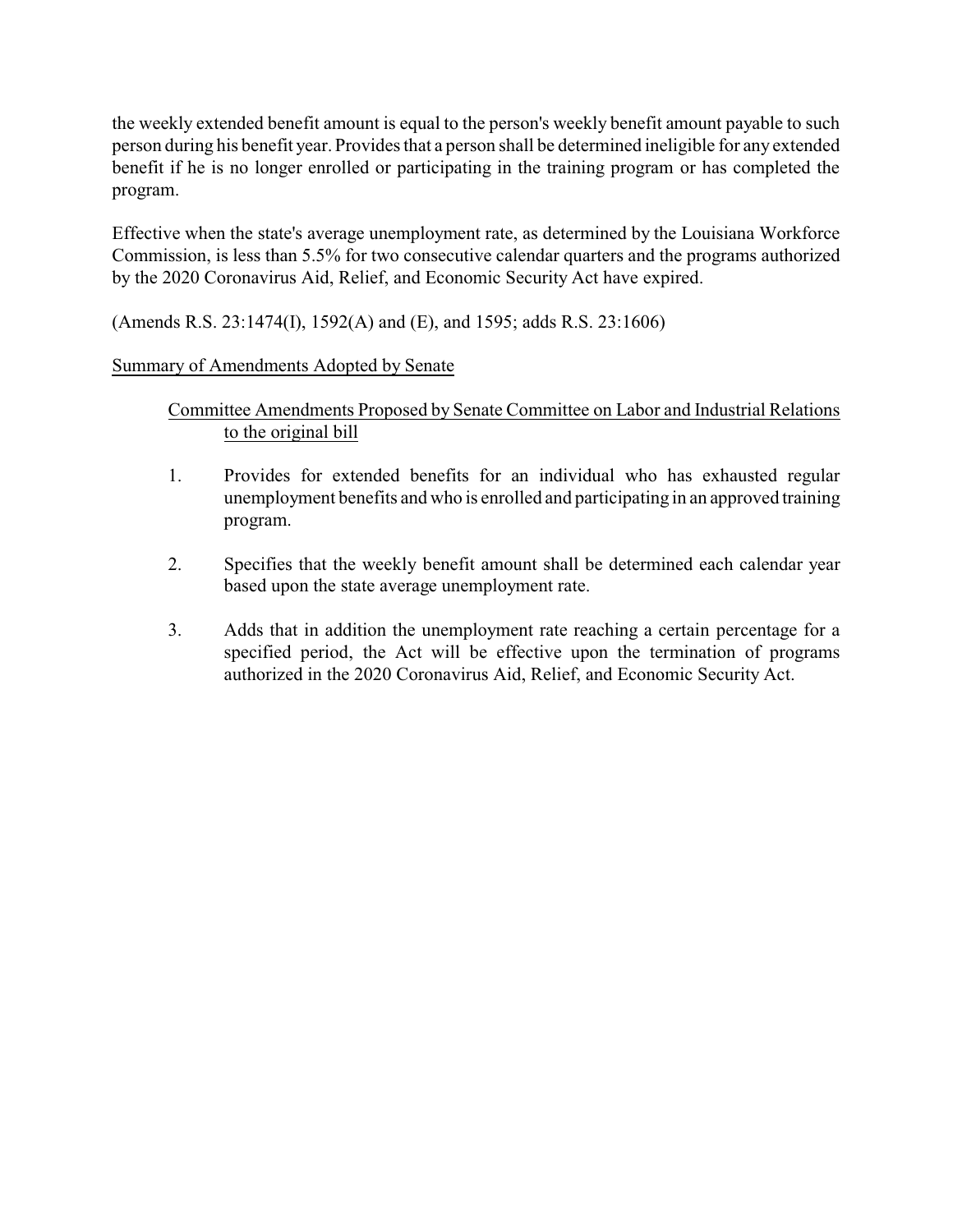the weekly extended benefit amount is equal to the person's weekly benefit amount payable to such person during his benefit year. Provides that a person shall be determined ineligible for any extended benefit if he is no longer enrolled or participating in the training program or has completed the program.

Effective when the state's average unemployment rate, as determined by the Louisiana Workforce Commission, is less than 5.5% for two consecutive calendar quarters and the programs authorized by the 2020 Coronavirus Aid, Relief, and Economic Security Act have expired.

(Amends R.S. 23:1474(I), 1592(A) and (E), and 1595; adds R.S. 23:1606)

<u>Summary of Amendments Adopted by Senate</u>

<u>Committee Amendments Proposed by Senate Committee on Labor and Industrial Relations to the original bill</u>

1. Provides for extended benefits for an individual who has exhausted regular unemployment benefits and who is enrolled and participating in an approved training program.

2. Specifies that the weekly benefit amount shall be determined each calendar year based upon the state average unemployment rate.

3. Adds that in addition the unemployment rate reaching a certain percentage for a specified period, the Act will be effective upon the termination of programs authorized in the 2020 Coronavirus Aid, Relief, and Economic Security Act.